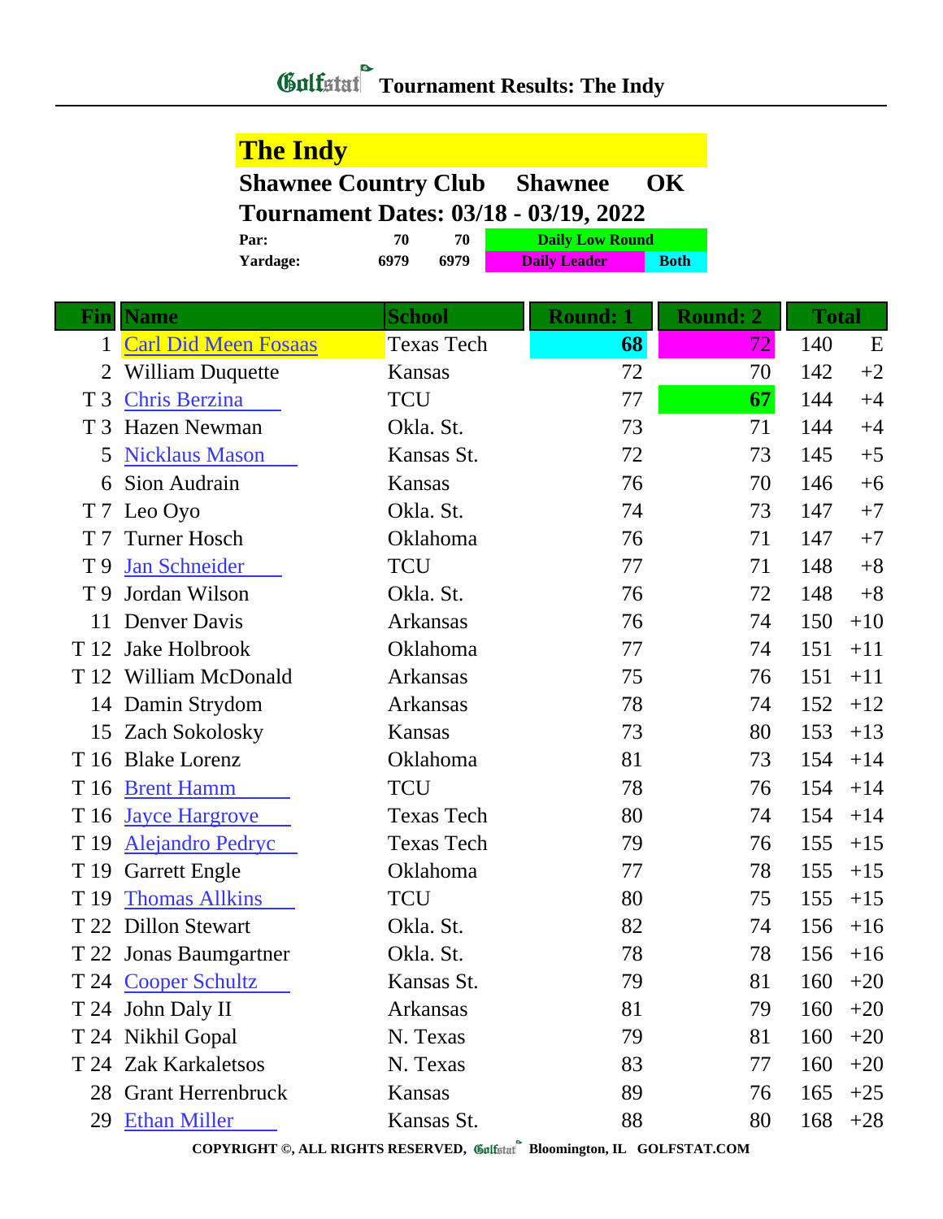# Tournament Results: The Indy

## The Indy

**Shawnee Country Club Shawnee OK**

**Tournament Dates: 03/18 - 03/19, 2022**

| | | | |
|---|---|---|---|
| **Par:** | 70 | 70 | Daily Low Round |
| **Yardage:** | 6979 | 6979 | Daily Leader / Both |

| Fin | Name | School | Round: 1 | Round: 2 | Total | |
|---|---|---|---|---|---|---|
| 1 | Carl Did Meen Fosaas | Texas Tech | 68 | 72 | 140 | E |
| 2 | William Duquette | Kansas | 72 | 70 | 142 | +2 |
| T 3 | Chris Berzina | TCU | 77 | 67 | 144 | +4 |
| T 3 | Hazen Newman | Okla. St. | 73 | 71 | 144 | +4 |
| 5 | Nicklaus Mason | Kansas St. | 72 | 73 | 145 | +5 |
| 6 | Sion Audrain | Kansas | 76 | 70 | 146 | +6 |
| T 7 | Leo Oyo | Okla. St. | 74 | 73 | 147 | +7 |
| T 7 | Turner Hosch | Oklahoma | 76 | 71 | 147 | +7 |
| T 9 | Jan Schneider | TCU | 77 | 71 | 148 | +8 |
| T 9 | Jordan Wilson | Okla. St. | 76 | 72 | 148 | +8 |
| 11 | Denver Davis | Arkansas | 76 | 74 | 150 | +10 |
| T 12 | Jake Holbrook | Oklahoma | 77 | 74 | 151 | +11 |
| T 12 | William McDonald | Arkansas | 75 | 76 | 151 | +11 |
| 14 | Damin Strydom | Arkansas | 78 | 74 | 152 | +12 |
| 15 | Zach Sokolosky | Kansas | 73 | 80 | 153 | +13 |
| T 16 | Blake Lorenz | Oklahoma | 81 | 73 | 154 | +14 |
| T 16 | Brent Hamm | TCU | 78 | 76 | 154 | +14 |
| T 16 | Jayce Hargrove | Texas Tech | 80 | 74 | 154 | +14 |
| T 19 | Alejandro Pedryc | Texas Tech | 79 | 76 | 155 | +15 |
| T 19 | Garrett Engle | Oklahoma | 77 | 78 | 155 | +15 |
| T 19 | Thomas Allkins | TCU | 80 | 75 | 155 | +15 |
| T 22 | Dillon Stewart | Okla. St. | 82 | 74 | 156 | +16 |
| T 22 | Jonas Baumgartner | Okla. St. | 78 | 78 | 156 | +16 |
| T 24 | Cooper Schultz | Kansas St. | 79 | 81 | 160 | +20 |
| T 24 | John Daly II | Arkansas | 81 | 79 | 160 | +20 |
| T 24 | Nikhil Gopal | N. Texas | 79 | 81 | 160 | +20 |
| T 24 | Zak Karkaletsos | N. Texas | 83 | 77 | 160 | +20 |
| 28 | Grant Herrenbruck | Kansas | 89 | 76 | 165 | +25 |
| 29 | Ethan Miller | Kansas St. | 88 | 80 | 168 | +28 |

COPYRIGHT ©, ALL RIGHTS RESERVED, Golfstat Bloomington, IL GOLFSTAT.COM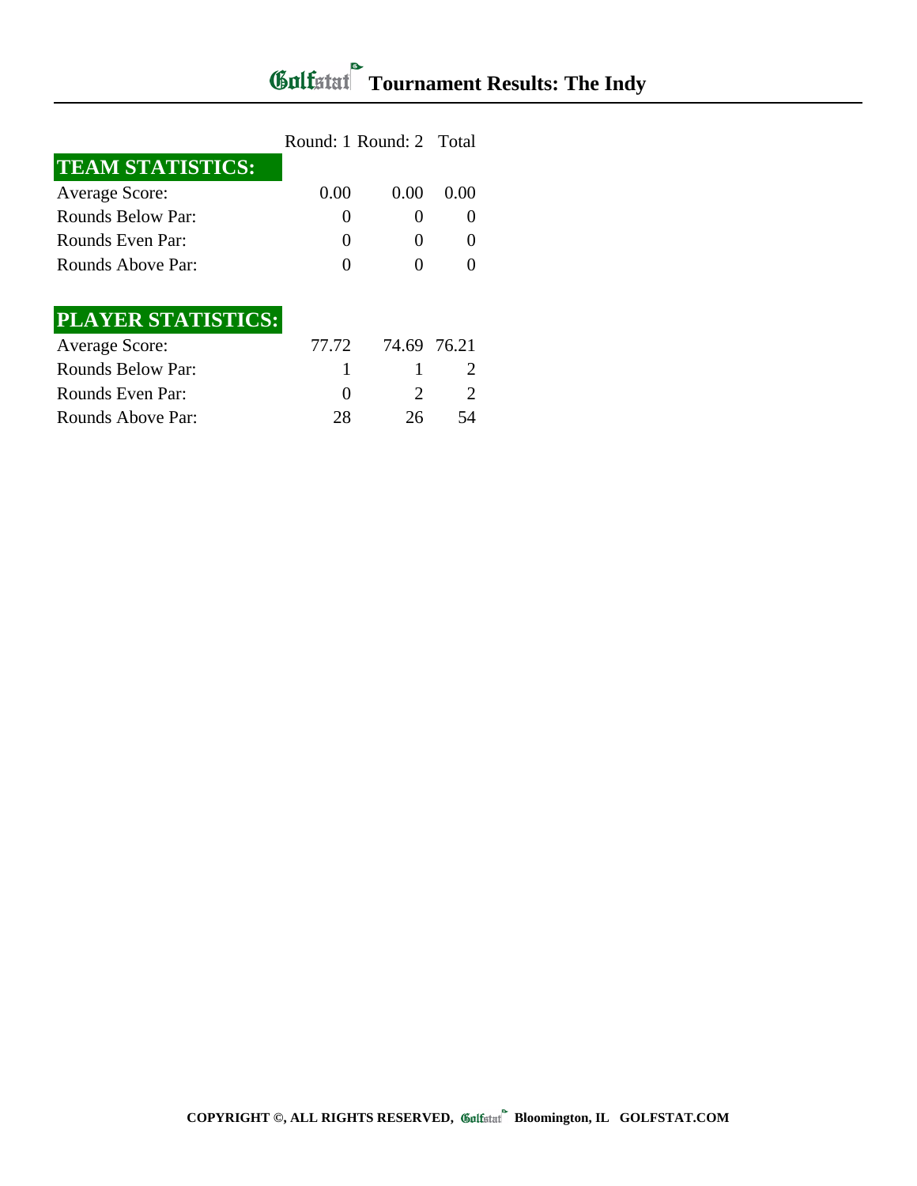# Golfstat Tournament Results: The Indy

| | Round: 1 | Round: 2 | Total |
|---|---|---|---|
| **TEAM STATISTICS:** | | | |
| Average Score: | 0.00 | 0.00 | 0.00 |
| Rounds Below Par: | 0 | 0 | 0 |
| Rounds Even Par: | 0 | 0 | 0 |
| Rounds Above Par: | 0 | 0 | 0 |
| **PLAYER STATISTICS:** | | | |
| Average Score: | 77.72 | 74.69 | 76.21 |
| Rounds Below Par: | 1 | 1 | 2 |
| Rounds Even Par: | 0 | 2 | 2 |
| Rounds Above Par: | 28 | 26 | 54 |

**COPYRIGHT ©, ALL RIGHTS RESERVED, Golfstat Bloomington, IL GOLFSTAT.COM**